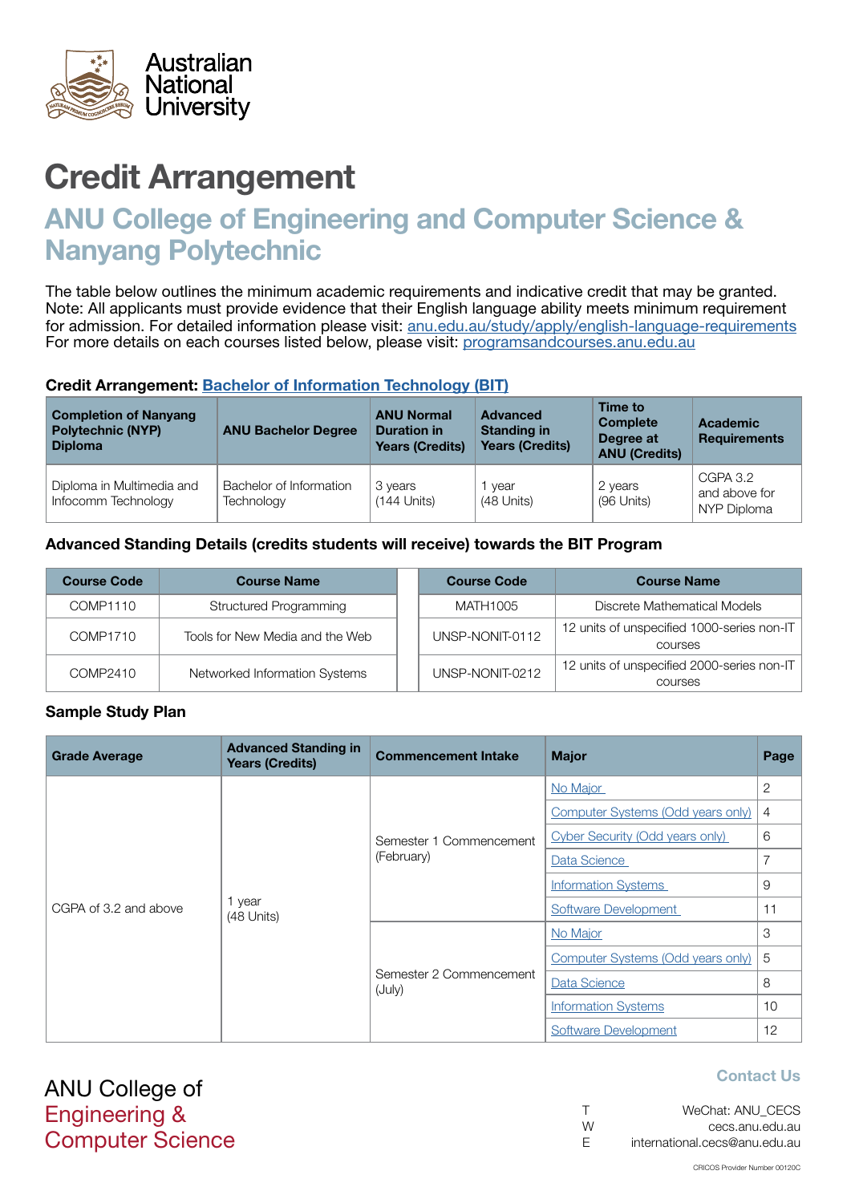Australian National University

# Credit Arrangement

## ANU College of Engineering and Computer Science & Nanyang Polytechnic

The table below outlines the minimum academic requirements and indicative credit that may be granted. Note: All applicants must provide evidence that their English language ability meets minimum requirement for admission. For detailed information please visit: [anu.edu.au/study/apply/english-language-requirements](anu.edu.au/study/apply/english-language-requirements)
For more details on each courses listed below, please visit: [programsandcourses.anu.edu.au](programsandcourses.anu.edu.au)

**Credit Arrangement: Bachelor of Information Technology (BIT)**

| Completion of Nanyang Polytechnic (NYP) Diploma | ANU Bachelor Degree | ANU Normal Duration in Years (Credits) | Advanced Standing Years (Credits) | Time to Complete Degree at ANU (Credits) | Academic Requirements |
|---|---|---|---|---|---|
| Diploma in Multimedia and Infocomm Technology | Bachelor of Information Technology | 3 years (144 Units) | 1 year (48 Units) | 2 years (96 Units) | CGPA 3.2 and above for NYP Diploma |

**Advanced Standing Details (credits students will receive) towards the BIT Program**

| Course Code | Course Name | Course Code | Course Name |
|---|---|---|---|
| COMP1110 | Structured Programming | MATH1005 | Discrete Mathematical Models |
| COMP1710 | Tools for New Media and the Web | UNSP-NONIT-0112 | 12 units of unspecified 1000-series non-IT courses |
| COMP2410 | Networked Information Systems | UNSP-NONIT-0212 | 12 units of unspecified 2000-series non-IT courses |

**Sample Study Plan**

| Grade Average | Advanced Standing in Years (Credits) | Commencement Intake | Major | Page |
|---|---|---|---|---|
| CGPA of 3.2 and above | 1 year (48 Units) | Semester 1 Commencement (February) | No Major | 2 |
| | | | Computer Systems (Odd years only) | 4 |
| | | | Cyber Security (Odd years only) | 6 |
| | | | Data Science | 7 |
| | | | Information Systems | 9 |
| | | | Software Development | 11 |
| | | Semester 2 Commencement (July) | No Major | 3 |
| | | | Computer Systems (Odd years only) | 5 |
| | | | Data Science | 8 |
| | | | Information Systems | 10 |
| | | | Software Development | 12 |

ANU College of Engineering & Computer Science

**Contact Us**

T WeChat: ANU_CECS
W cecs.anu.edu.au
E international.cecs@anu.edu.au

CRICOS Provider Number 00120C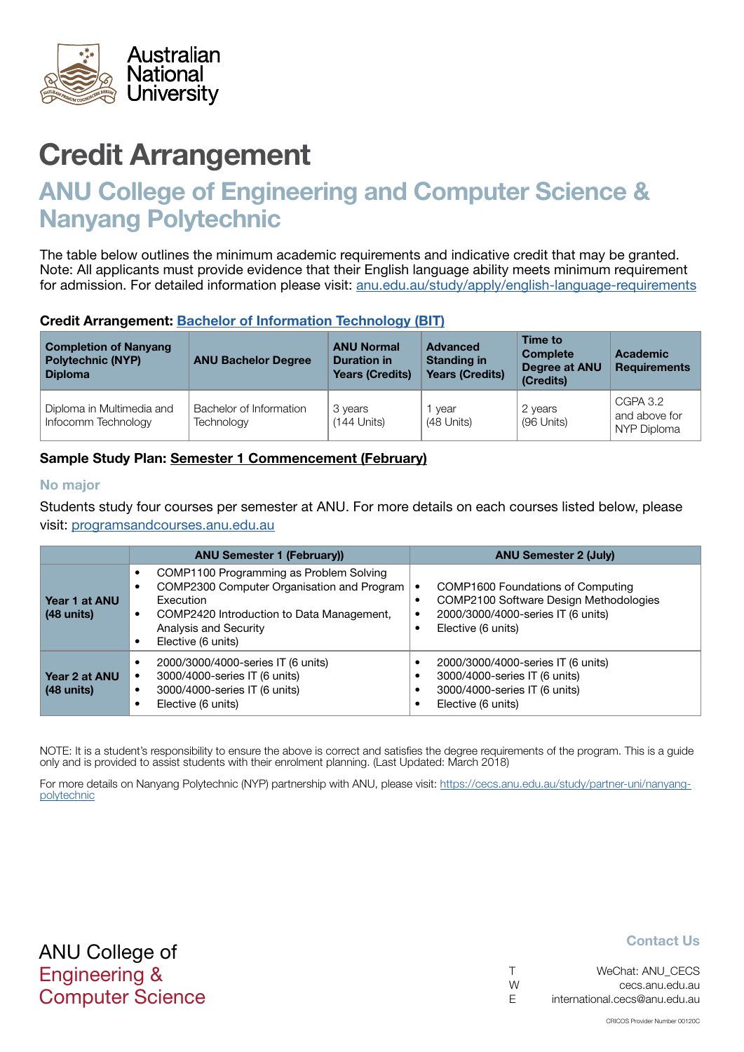Australian National University

# Credit Arrangement

## ANU College of Engineering and Computer Science & Nanyang Polytechnic

The table below outlines the minimum academic requirements and indicative credit that may be granted. Note: All applicants must provide evidence that their English language ability meets minimum requirement for admission. For detailed information please visit: anu.edu.au/study/apply/english-language-requirements

**Credit Arrangement: Bachelor of Information Technology (BIT)**

| Completion of Nanyang Polytechnic (NYP) Diploma | ANU Bachelor Degree | ANU Normal Duration in Years (Credits) | Advanced Standing in Years (Credits) | Time to Complete Degree at ANU (Credits) | Academic Requirements |
|---|---|---|---|---|---|
| Diploma in Multimedia and Infocomm Technology | Bachelor of Information Technology | 3 years (144 Units) | 1 year (48 Units) | 2 years (96 Units) | CGPA 3.2 and above for NYP Diploma |

**Sample Study Plan: Semester 1 Commencement (February)**

### No major

Students study four courses per semester at ANU. For more details on each courses listed below, please visit: programsandcourses.anu.edu.au

| | ANU Semester 1 (February)) | ANU Semester 2 (July) |
|---|---|---|
| **Year 1 at ANU (48 units)** | • COMP1100 Programming as Problem Solving<br>• COMP2300 Computer Organisation and Program Execution<br>• COMP2420 Introduction to Data Management, Analysis and Security<br>• Elective (6 units) | • COMP1600 Foundations of Computing<br>• COMP2100 Software Design Methodologies<br>• 2000/3000/4000-series IT (6 units)<br>• Elective (6 units) |
| **Year 2 at ANU (48 units)** | • 2000/3000/4000-series IT (6 units)<br>• 3000/4000-series IT (6 units)<br>• 3000/4000-series IT (6 units)<br>• Elective (6 units) | • 2000/3000/4000-series IT (6 units)<br>• 3000/4000-series IT (6 units)<br>• 3000/4000-series IT (6 units)<br>• Elective (6 units) |

NOTE: It is a student's responsibility to ensure the above is correct and satisfies the degree requirements of the program. This is a guide only and is provided to assist students with their enrolment planning. (Last Updated: March 2018)

For more details on Nanyang Polytechnic (NYP) partnership with ANU, please visit: https://cecs.anu.edu.au/study/partner-uni/nanyang-polytechnic

ANU College of Engineering & Computer Science

**Contact Us**

T WeChat: ANU_CECS
W cecs.anu.edu.au
E international.cecs@anu.edu.au

CRICOS Provider Number 00120C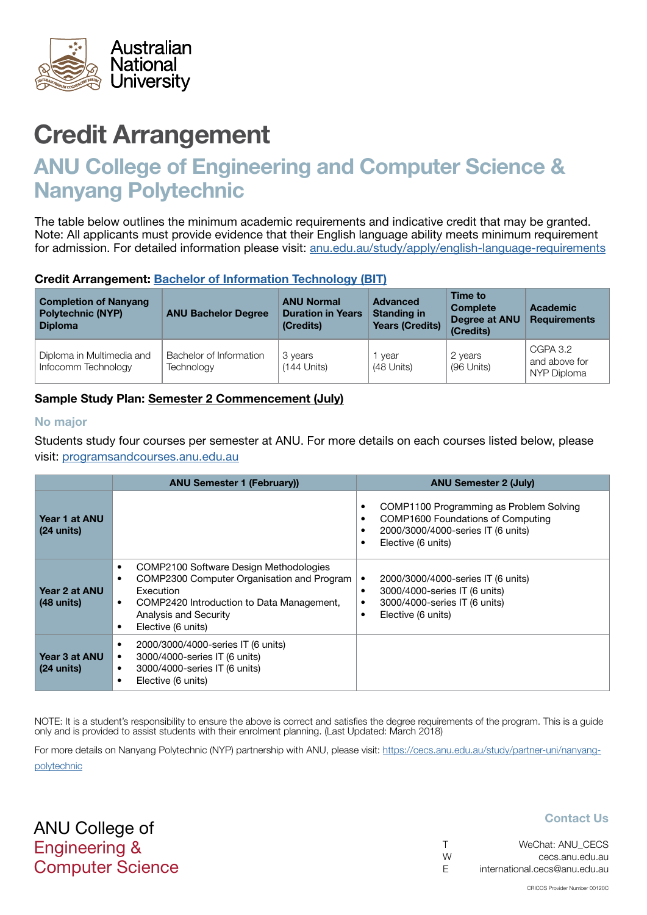# Credit Arrangement

## ANU College of Engineering and Computer Science & Nanyang Polytechnic

The table below outlines the minimum academic requirements and indicative credit that may be granted. Note: All applicants must provide evidence that their English language ability meets minimum requirement for admission. For detailed information please visit: [anu.edu.au/study/apply/english-language-requirements](anu.edu.au/study/apply/english-language-requirements)

**Credit Arrangement: Bachelor of Information Technology (BIT)**

| Completion of Nanyang Polytechnic (NYP) Diploma | ANU Bachelor Degree | ANU Normal Duration in Years (Credits) | Advanced Standing in Years (Credits) | Time to Complete Degree at ANU (Credits) | Academic Requirements |
|---|---|---|---|---|---|
| Diploma in Multimedia and Infocomm Technology | Bachelor of Information Technology | 3 years (144 Units) | 1 year (48 Units) | 2 years (96 Units) | CGPA 3.2 and above for NYP Diploma |

**Sample Study Plan: Semester 2 Commencement (July)**

### No major

Students study four courses per semester at ANU. For more details on each courses listed below, please visit: [programsandcourses.anu.edu.au](programsandcourses.anu.edu.au)

| | ANU Semester 1 (February)) | ANU Semester 2 (July) |
|---|---|---|
| **Year 1 at ANU (24 units)** | | • COMP1100 Programming as Problem Solving<br>• COMP1600 Foundations of Computing<br>• 2000/3000/4000-series IT (6 units)<br>• Elective (6 units) |
| **Year 2 at ANU (48 units)** | • COMP2100 Software Design Methodologies<br>• COMP2300 Computer Organisation and Program Execution<br>• COMP2420 Introduction to Data Management, Analysis and Security<br>• Elective (6 units) | • 2000/3000/4000-series IT (6 units)<br>• 3000/4000-series IT (6 units)<br>• 3000/4000-series IT (6 units)<br>• Elective (6 units) |
| **Year 3 at ANU (24 units)** | • 2000/3000/4000-series IT (6 units)<br>• 3000/4000-series IT (6 units)<br>• 3000/4000-series IT (6 units)<br>• Elective (6 units) | |

NOTE: It is a student's responsibility to ensure the above is correct and satisfies the degree requirements of the program. This is a guide only and is provided to assist students with their enrolment planning. (Last Updated: March 2018)

For more details on Nanyang Polytechnic (NYP) partnership with ANU, please visit: [https://cecs.anu.edu.au/study/partner-uni/nanyang-polytechnic](https://cecs.anu.edu.au/study/partner-uni/nanyang-polytechnic)

ANU College of
Engineering &
Computer Science

**Contact Us**

T WeChat: ANU_CECS
W cecs.anu.edu.au
E international.cecs@anu.edu.au

CRICOS Provider Number 00120C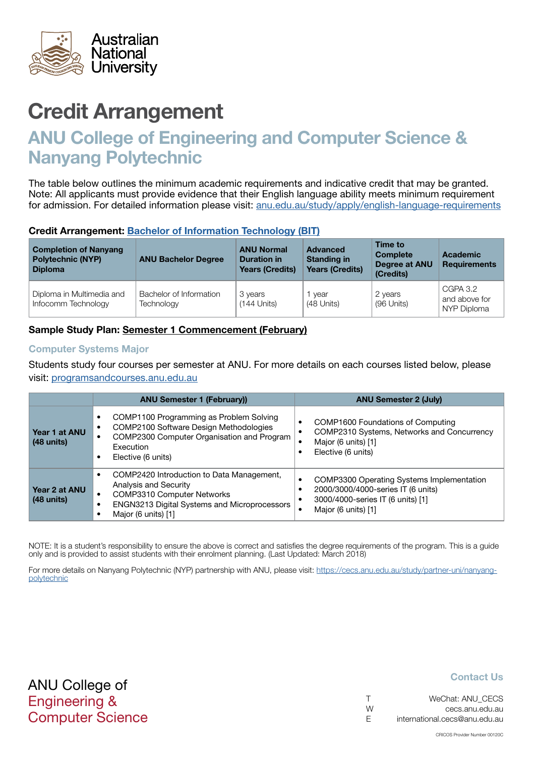Australian National University

# Credit Arrangement

## ANU College of Engineering and Computer Science & Nanyang Polytechnic

The table below outlines the minimum academic requirements and indicative credit that may be granted. Note: All applicants must provide evidence that their English language ability meets minimum requirement for admission. For detailed information please visit: anu.edu.au/study/apply/english-language-requirements

**Credit Arrangement: Bachelor of Information Technology (BIT)**

| Completion of Nanyang Polytechnic (NYP) Diploma | ANU Bachelor Degree | ANU Normal Duration in Years (Credits) | Advanced Standing in Years (Credits) | Time to Complete Degree at ANU (Credits) | Academic Requirements |
|---|---|---|---|---|---|
| Diploma in Multimedia and Infocomm Technology | Bachelor of Information Technology | 3 years (144 Units) | 1 year (48 Units) | 2 years (96 Units) | CGPA 3.2 and above for NYP Diploma |

**Sample Study Plan: Semester 1 Commencement (February)**

### Computer Systems Major

Students study four courses per semester at ANU. For more details on each courses listed below, please visit: programsandcourses.anu.edu.au

| | ANU Semester 1 (February)) | ANU Semester 2 (July) |
|---|---|---|
| **Year 1 at ANU (48 units)** | • COMP1100 Programming as Problem Solving<br>• COMP2100 Software Design Methodologies<br>• COMP2300 Computer Organisation and Program Execution<br>• Elective (6 units) | • COMP1600 Foundations of Computing<br>• COMP2310 Systems, Networks and Concurrency<br>• Major (6 units) [1]<br>• Elective (6 units) |
| **Year 2 at ANU (48 units)** | • COMP2420 Introduction to Data Management, Analysis and Security<br>• COMP3310 Computer Networks<br>• ENGN3213 Digital Systems and Microprocessors<br>• Major (6 units) [1] | • COMP3300 Operating Systems Implementation<br>• 2000/3000/4000-series IT (6 units)<br>• 3000/4000-series IT (6 units) [1]<br>• Major (6 units) [1] |

NOTE: It is a student's responsibility to ensure the above is correct and satisfies the degree requirements of the program. This is a guide only and is provided to assist students with their enrolment planning. (Last Updated: March 2018)

For more details on Nanyang Polytechnic (NYP) partnership with ANU, please visit: https://cecs.anu.edu.au/study/partner-uni/nanyang-polytechnic

ANU College of Engineering & Computer Science

**Contact Us**

T WeChat: ANU_CECS
W cecs.anu.edu.au
E international.cecs@anu.edu.au

CRICOS Provider Number 00120C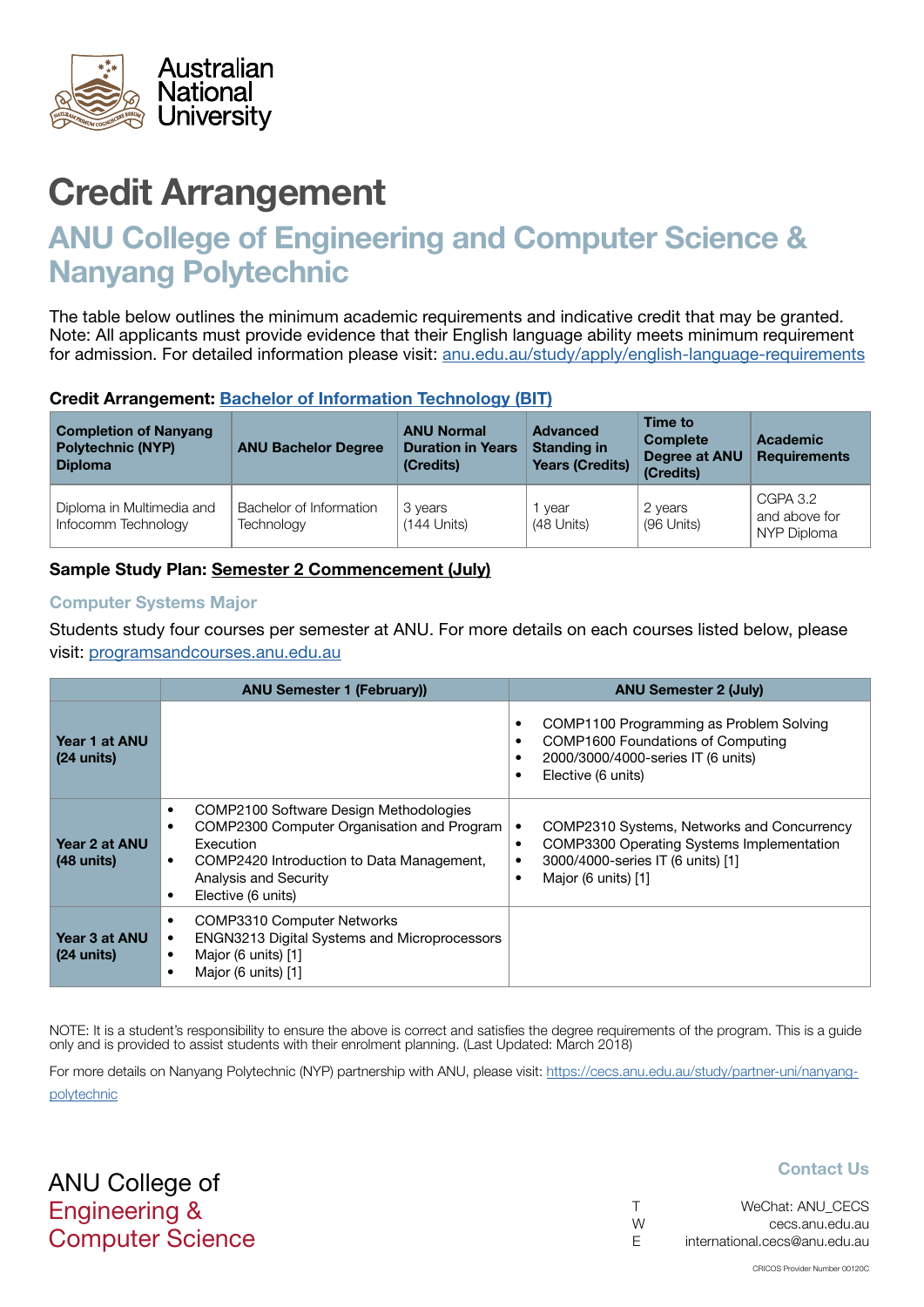Australian National University

# Credit Arrangement

## ANU College of Engineering and Computer Science & Nanyang Polytechnic

The table below outlines the minimum academic requirements and indicative credit that may be granted. Note: All applicants must provide evidence that their English language ability meets minimum requirement for admission. For detailed information please visit: anu.edu.au/study/apply/english-language-requirements

**Credit Arrangement: Bachelor of Information Technology (BIT)**

| Completion of Nanyang Polytechnic (NYP) Diploma | ANU Bachelor Degree | ANU Normal Duration in Years (Credits) | Advanced Standing in Years (Credits) | Time to Complete Degree at ANU (Credits) | Academic Requirements |
|---|---|---|---|---|---|
| Diploma in Multimedia and Infocomm Technology | Bachelor of Information Technology | 3 years (144 Units) | 1 year (48 Units) | 2 years (96 Units) | CGPA 3.2 and above for NYP Diploma |

**Sample Study Plan: Semester 2 Commencement (July)**

### Computer Systems Major

Students study four courses per semester at ANU. For more details on each courses listed below, please visit: programsandcourses.anu.edu.au

| | ANU Semester 1 (February)) | ANU Semester 2 (July) |
|---|---|---|
| **Year 1 at ANU (24 units)** | | • COMP1100 Programming as Problem Solving<br>• COMP1600 Foundations of Computing<br>• 2000/3000/4000-series IT (6 units)<br>• Elective (6 units) |
| **Year 2 at ANU (48 units)** | • COMP2100 Software Design Methodologies<br>• COMP2300 Computer Organisation and Program Execution<br>• COMP2420 Introduction to Data Management, Analysis and Security<br>• Elective (6 units) | • COMP2310 Systems, Networks and Concurrency<br>• COMP3300 Operating Systems Implementation<br>• 3000/4000-series IT (6 units) [1]<br>• Major (6 units) [1] |
| **Year 3 at ANU (24 units)** | • COMP3310 Computer Networks<br>• ENGN3213 Digital Systems and Microprocessors<br>• Major (6 units) [1]<br>• Major (6 units) [1] | |

NOTE: It is a student's responsibility to ensure the above is correct and satisfies the degree requirements of the program. This is a guide only and is provided to assist students with their enrolment planning. (Last Updated: March 2018)

For more details on Nanyang Polytechnic (NYP) partnership with ANU, please visit: https://cecs.anu.edu.au/study/partner-uni/nanyang-polytechnic

ANU College of Engineering & Computer Science

**Contact Us**

T WeChat: ANU_CECS
W cecs.anu.edu.au
E international.cecs@anu.edu.au

CRICOS Provider Number 00120C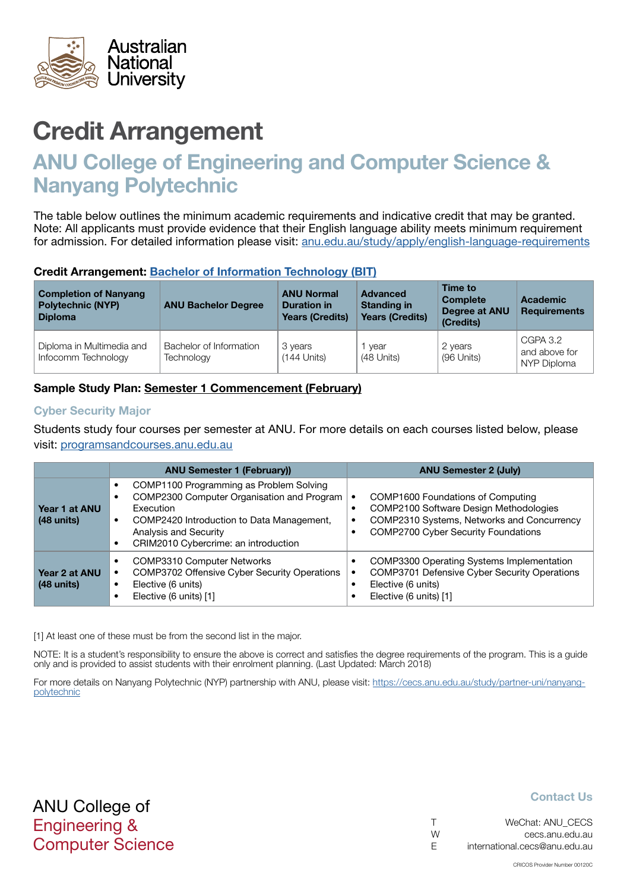# Credit Arrangement

## ANU College of Engineering and Computer Science & Nanyang Polytechnic

The table below outlines the minimum academic requirements and indicative credit that may be granted. Note: All applicants must provide evidence that their English language ability meets minimum requirement for admission. For detailed information please visit: anu.edu.au/study/apply/english-language-requirements

**Credit Arrangement: Bachelor of Information Technology (BIT)**

| Completion of Nanyang Polytechnic (NYP) Diploma | ANU Bachelor Degree | ANU Normal Duration in Years (Credits) | Advanced Standing in Years (Credits) | Time to Complete Degree at ANU (Credits) | Academic Requirements |
|---|---|---|---|---|---|
| Diploma in Multimedia and Infocomm Technology | Bachelor of Information Technology | 3 years (144 Units) | 1 year (48 Units) | 2 years (96 Units) | CGPA 3.2 and above for NYP Diploma |

**Sample Study Plan: Semester 1 Commencement (February)**

### Cyber Security Major

Students study four courses per semester at ANU. For more details on each courses listed below, please visit: programsandcourses.anu.edu.au

| | ANU Semester 1 (February)) | ANU Semester 2 (July) |
|---|---|---|
| **Year 1 at ANU (48 units)** | • COMP1100 Programming as Problem Solving<br>• COMP2300 Computer Organisation and Program Execution<br>• COMP2420 Introduction to Data Management, Analysis and Security<br>• CRIM2010 Cybercrime: an introduction | • COMP1600 Foundations of Computing<br>• COMP2100 Software Design Methodologies<br>• COMP2310 Systems, Networks and Concurrency<br>• COMP2700 Cyber Security Foundations |
| **Year 2 at ANU (48 units)** | • COMP3310 Computer Networks<br>• COMP3702 Offensive Cyber Security Operations<br>• Elective (6 units)<br>• Elective (6 units) [1] | • COMP3300 Operating Systems Implementation<br>• COMP3701 Defensive Cyber Security Operations<br>• Elective (6 units)<br>• Elective (6 units) [1] |

[1] At least one of these must be from the second list in the major.

NOTE: It is a student's responsibility to ensure the above is correct and satisfies the degree requirements of the program. This is a guide only and is provided to assist students with their enrolment planning. (Last Updated: March 2018)

For more details on Nanyang Polytechnic (NYP) partnership with ANU, please visit: https://cecs.anu.edu.au/study/partner-uni/nanyang-polytechnic

ANU College of Engineering & Computer Science

**Contact Us**

T WeChat: ANU_CECS
W cecs.anu.edu.au
E international.cecs@anu.edu.au

CRICOS Provider Number 00120C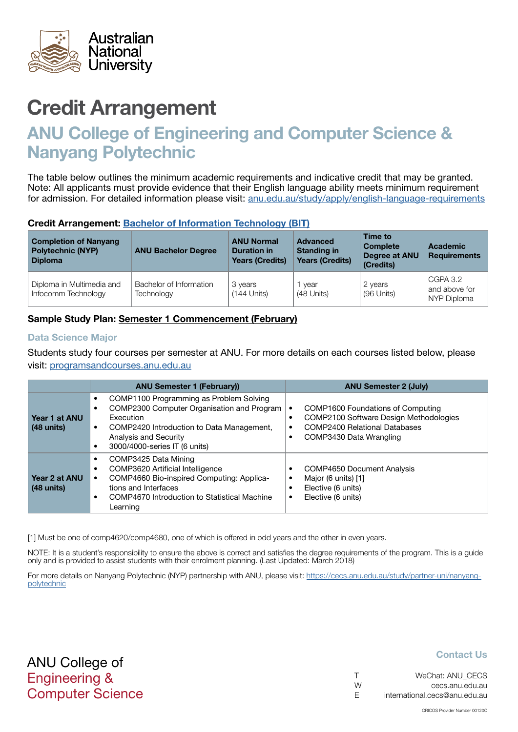Australian National University

# Credit Arrangement

## ANU College of Engineering and Computer Science & Nanyang Polytechnic

The table below outlines the minimum academic requirements and indicative credit that may be granted. Note: All applicants must provide evidence that their English language ability meets minimum requirement for admission. For detailed information please visit: [anu.edu.au/study/apply/english-language-requirements](anu.edu.au/study/apply/english-language-requirements)

**Credit Arrangement: [Bachelor of Information Technology (BIT)]()**

| Completion of Nanyang Polytechnic (NYP) Diploma | ANU Bachelor Degree | ANU Normal Duration in Years (Credits) | Advanced Standing in Years (Credits) | Time to Complete Degree at ANU (Credits) | Academic Requirements |
|---|---|---|---|---|---|
| Diploma in Multimedia and Infocomm Technology | Bachelor of Information Technology | 3 years (144 Units) | 1 year (48 Units) | 2 years (96 Units) | CGPA 3.2 and above for NYP Diploma |

**Sample Study Plan: Semester 1 Commencement (February)**

### Data Science Major

Students study four courses per semester at ANU. For more details on each courses listed below, please visit: [programsandcourses.anu.edu.au](programsandcourses.anu.edu.au)

| | ANU Semester 1 (February)) | ANU Semester 2 (July) |
|---|---|---|
| **Year 1 at ANU (48 units)** | • COMP1100 Programming as Problem Solving<br>• COMP2300 Computer Organisation and Program Execution<br>• COMP2420 Introduction to Data Management, Analysis and Security<br>• 3000/4000-series IT (6 units) | • COMP1600 Foundations of Computing<br>• COMP2100 Software Design Methodologies<br>• COMP2400 Relational Databases<br>• COMP3430 Data Wrangling |
| **Year 2 at ANU (48 units)** | • COMP3425 Data Mining<br>• COMP3620 Artificial Intelligence<br>• COMP4660 Bio-inspired Computing: Applications and Interfaces<br>• COMP4670 Introduction to Statistical Machine Learning | • COMP4650 Document Analysis<br>• Major (6 units) [1]<br>• Elective (6 units)<br>• Elective (6 units) |

[1] Must be one of comp4620/comp4680, one of which is offered in odd years and the other in even years.

NOTE: It is a student's responsibility to ensure the above is correct and satisfies the degree requirements of the program. This is a guide only and is provided to assist students with their enrolment planning. (Last Updated: March 2018)

For more details on Nanyang Polytechnic (NYP) partnership with ANU, please visit: [https://cecs.anu.edu.au/study/partner-uni/nanyang-polytechnic](https://cecs.anu.edu.au/study/partner-uni/nanyang-polytechnic)

ANU College of Engineering & Computer Science

**Contact Us**

T WeChat: ANU_CECS
W cecs.anu.edu.au
E international.cecs@anu.edu.au

CRICOS Provider Number 00120C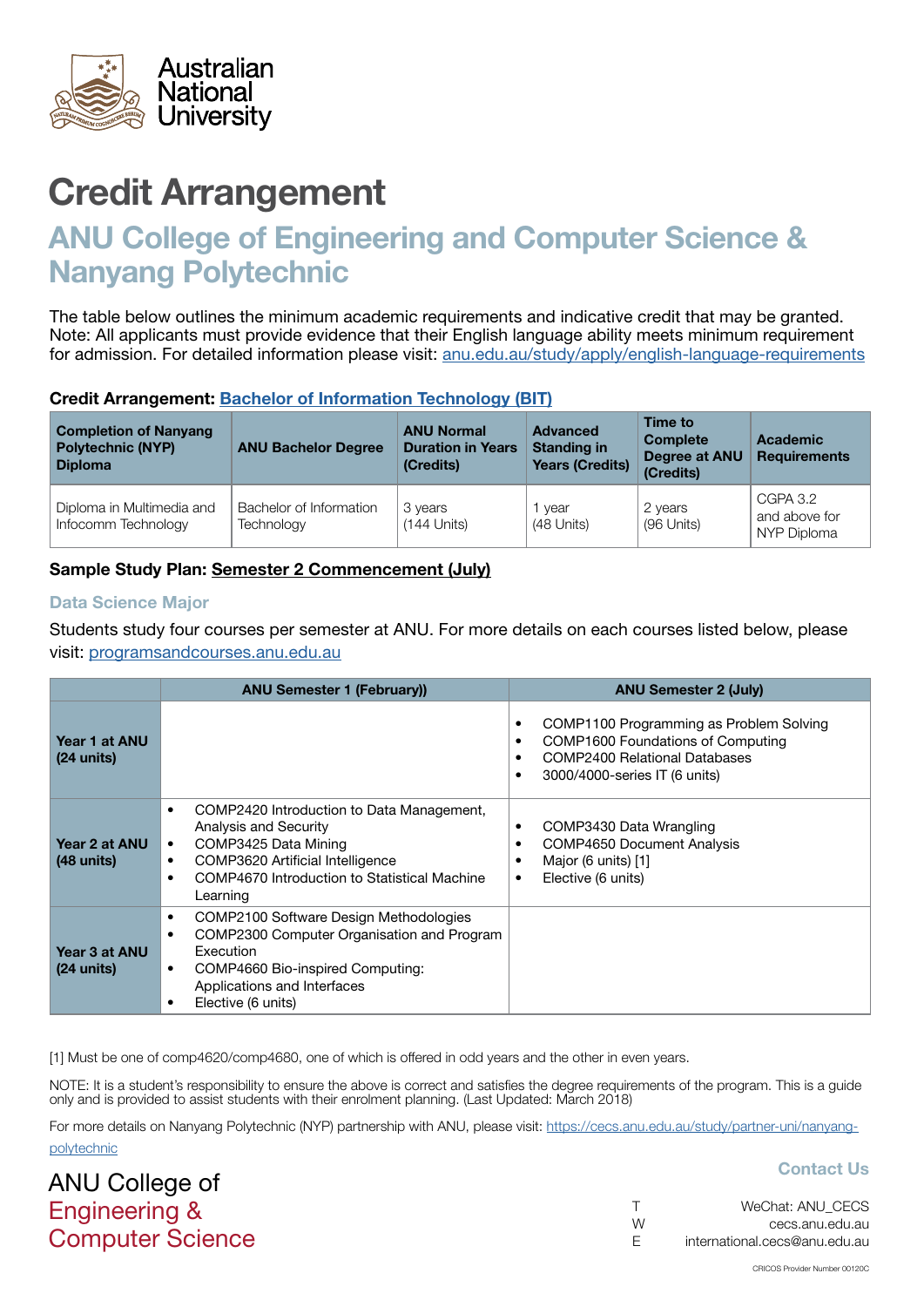# Credit Arrangement

## ANU College of Engineering and Computer Science & Nanyang Polytechnic

The table below outlines the minimum academic requirements and indicative credit that may be granted. Note: All applicants must provide evidence that their English language ability meets minimum requirement for admission. For detailed information please visit: anu.edu.au/study/apply/english-language-requirements

**Credit Arrangement: Bachelor of Information Technology (BIT)**

| Completion of Nanyang Polytechnic (NYP) Diploma | ANU Bachelor Degree | ANU Normal Duration in Years (Credits) | Advanced Standing in Years (Credits) | Time to Complete Degree at ANU (Credits) | Academic Requirements |
|---|---|---|---|---|---|
| Diploma in Multimedia and Infocomm Technology | Bachelor of Information Technology | 3 years (144 Units) | 1 year (48 Units) | 2 years (96 Units) | CGPA 3.2 and above for NYP Diploma |

**Sample Study Plan: Semester 2 Commencement (July)**

### Data Science Major

Students study four courses per semester at ANU. For more details on each courses listed below, please visit: programsandcourses.anu.edu.au

| | ANU Semester 1 (February)) | ANU Semester 2 (July) |
|---|---|---|
| **Year 1 at ANU (24 units)** | | • COMP1100 Programming as Problem Solving<br>• COMP1600 Foundations of Computing<br>• COMP2400 Relational Databases<br>• 3000/4000-series IT (6 units) |
| **Year 2 at ANU (48 units)** | • COMP2420 Introduction to Data Management, Analysis and Security<br>• COMP3425 Data Mining<br>• COMP3620 Artificial Intelligence<br>• COMP4670 Introduction to Statistical Machine Learning | • COMP3430 Data Wrangling<br>• COMP4650 Document Analysis<br>• Major (6 units) [1]<br>• Elective (6 units) |
| **Year 3 at ANU (24 units)** | • COMP2100 Software Design Methodologies<br>• COMP2300 Computer Organisation and Program Execution<br>• COMP4660 Bio-inspired Computing: Applications and Interfaces<br>• Elective (6 units) | |

[1] Must be one of comp4620/comp4680, one of which is offered in odd years and the other in even years.

NOTE: It is a student's responsibility to ensure the above is correct and satisfies the degree requirements of the program. This is a guide only and is provided to assist students with their enrolment planning. (Last Updated: March 2018)

For more details on Nanyang Polytechnic (NYP) partnership with ANU, please visit: https://cecs.anu.edu.au/study/partner-uni/nanyang-polytechnic

ANU College of Engineering & Computer Science

**Contact Us**

T WeChat: ANU_CECS
W cecs.anu.edu.au
E international.cecs@anu.edu.au

CRICOS Provider Number 00120C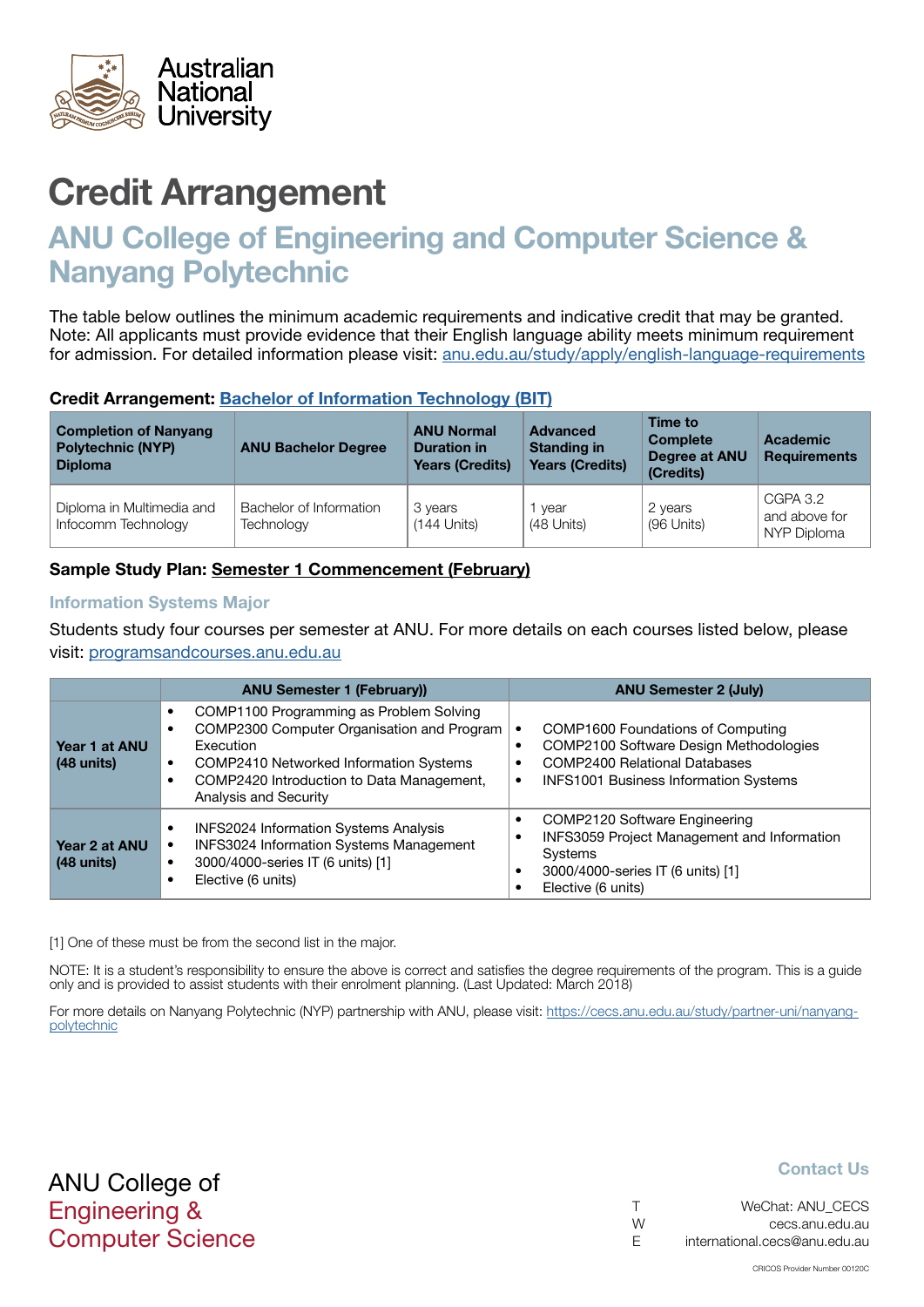# Credit Arrangement

## ANU College of Engineering and Computer Science & Nanyang Polytechnic

The table below outlines the minimum academic requirements and indicative credit that may be granted. Note: All applicants must provide evidence that their English language ability meets minimum requirement for admission. For detailed information please visit: anu.edu.au/study/apply/english-language-requirements

**Credit Arrangement: Bachelor of Information Technology (BIT)**

| Completion of Nanyang Polytechnic (NYP) Diploma | ANU Bachelor Degree | ANU Normal Duration in Years (Credits) | Advanced Standing in Years (Credits) | Time to Complete Degree at ANU (Credits) | Academic Requirements |
|---|---|---|---|---|---|
| Diploma in Multimedia and Infocomm Technology | Bachelor of Information Technology | 3 years (144 Units) | 1 year (48 Units) | 2 years (96 Units) | CGPA 3.2 and above for NYP Diploma |

**Sample Study Plan: Semester 1 Commencement (February)**

### Information Systems Major

Students study four courses per semester at ANU. For more details on each courses listed below, please visit: programsandcourses.anu.edu.au

| | ANU Semester 1 (February)) | ANU Semester 2 (July) |
|---|---|---|
| **Year 1 at ANU (48 units)** | • COMP1100 Programming as Problem Solving<br>• COMP2300 Computer Organisation and Program Execution<br>• COMP2410 Networked Information Systems<br>• COMP2420 Introduction to Data Management, Analysis and Security | • COMP1600 Foundations of Computing<br>• COMP2100 Software Design Methodologies<br>• COMP2400 Relational Databases<br>• INFS1001 Business Information Systems |
| **Year 2 at ANU (48 units)** | • INFS2024 Information Systems Analysis<br>• INFS3024 Information Systems Management<br>• 3000/4000-series IT (6 units) [1]<br>• Elective (6 units) | • COMP2120 Software Engineering<br>• INFS3059 Project Management and Information Systems<br>• 3000/4000-series IT (6 units) [1]<br>• Elective (6 units) |

[1] One of these must be from the second list in the major.

NOTE: It is a student's responsibility to ensure the above is correct and satisfies the degree requirements of the program. This is a guide only and is provided to assist students with their enrolment planning. (Last Updated: March 2018)

For more details on Nanyang Polytechnic (NYP) partnership with ANU, please visit: https://cecs.anu.edu.au/study/partner-uni/nanyang-polytechnic

ANU College of Engineering & Computer Science

**Contact Us**

T WeChat: ANU_CECS
W cecs.anu.edu.au
E international.cecs@anu.edu.au

CRICOS Provider Number 00120C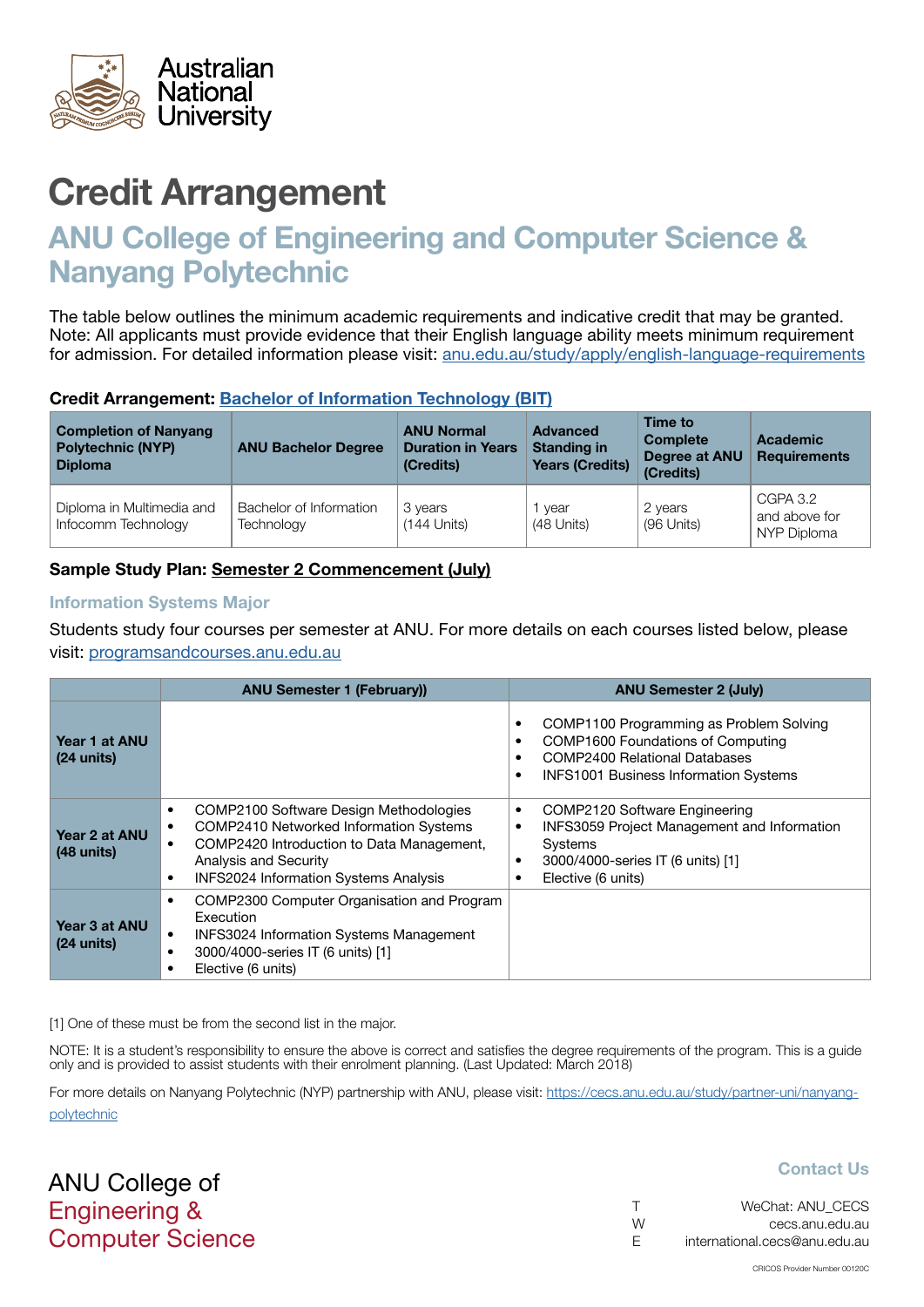# Credit Arrangement

## ANU College of Engineering and Computer Science & Nanyang Polytechnic

The table below outlines the minimum academic requirements and indicative credit that may be granted. Note: All applicants must provide evidence that their English language ability meets minimum requirement for admission. For detailed information please visit: anu.edu.au/study/apply/english-language-requirements

**Credit Arrangement: Bachelor of Information Technology (BIT)**

| Completion of Nanyang Polytechnic (NYP) Diploma | ANU Bachelor Degree | ANU Normal Duration in Years (Credits) | Advanced Standing in Years (Credits) | Time to Complete Degree at ANU (Credits) | Academic Requirements |
|---|---|---|---|---|---|
| Diploma in Multimedia and Infocomm Technology | Bachelor of Information Technology | 3 years (144 Units) | 1 year (48 Units) | 2 years (96 Units) | CGPA 3.2 and above for NYP Diploma |

**Sample Study Plan: Semester 2 Commencement (July)**

### Information Systems Major

Students study four courses per semester at ANU. For more details on each courses listed below, please visit: programsandcourses.anu.edu.au

| | ANU Semester 1 (February)) | ANU Semester 2 (July) |
|---|---|---|
| **Year 1 at ANU (24 units)** | | • COMP1100 Programming as Problem Solving<br>• COMP1600 Foundations of Computing<br>• COMP2400 Relational Databases<br>• INFS1001 Business Information Systems |
| **Year 2 at ANU (48 units)** | • COMP2100 Software Design Methodologies<br>• COMP2410 Networked Information Systems<br>• COMP2420 Introduction to Data Management, Analysis and Security<br>• INFS2024 Information Systems Analysis | • COMP2120 Software Engineering<br>• INFS3059 Project Management and Information Systems<br>• 3000/4000-series IT (6 units) [1]<br>• Elective (6 units) |
| **Year 3 at ANU (24 units)** | • COMP2300 Computer Organisation and Program Execution<br>• INFS3024 Information Systems Management<br>• 3000/4000-series IT (6 units) [1]<br>• Elective (6 units) | |

[1] One of these must be from the second list in the major.

NOTE: It is a student's responsibility to ensure the above is correct and satisfies the degree requirements of the program. This is a guide only and is provided to assist students with their enrolment planning. (Last Updated: March 2018)

For more details on Nanyang Polytechnic (NYP) partnership with ANU, please visit: https://cecs.anu.edu.au/study/partner-uni/nanyang-polytechnic

ANU College of
Engineering &
Computer Science

**Contact Us**

T WeChat: ANU_CECS
W cecs.anu.edu.au
E international.cecs@anu.edu.au

CRICOS Provider Number 00120C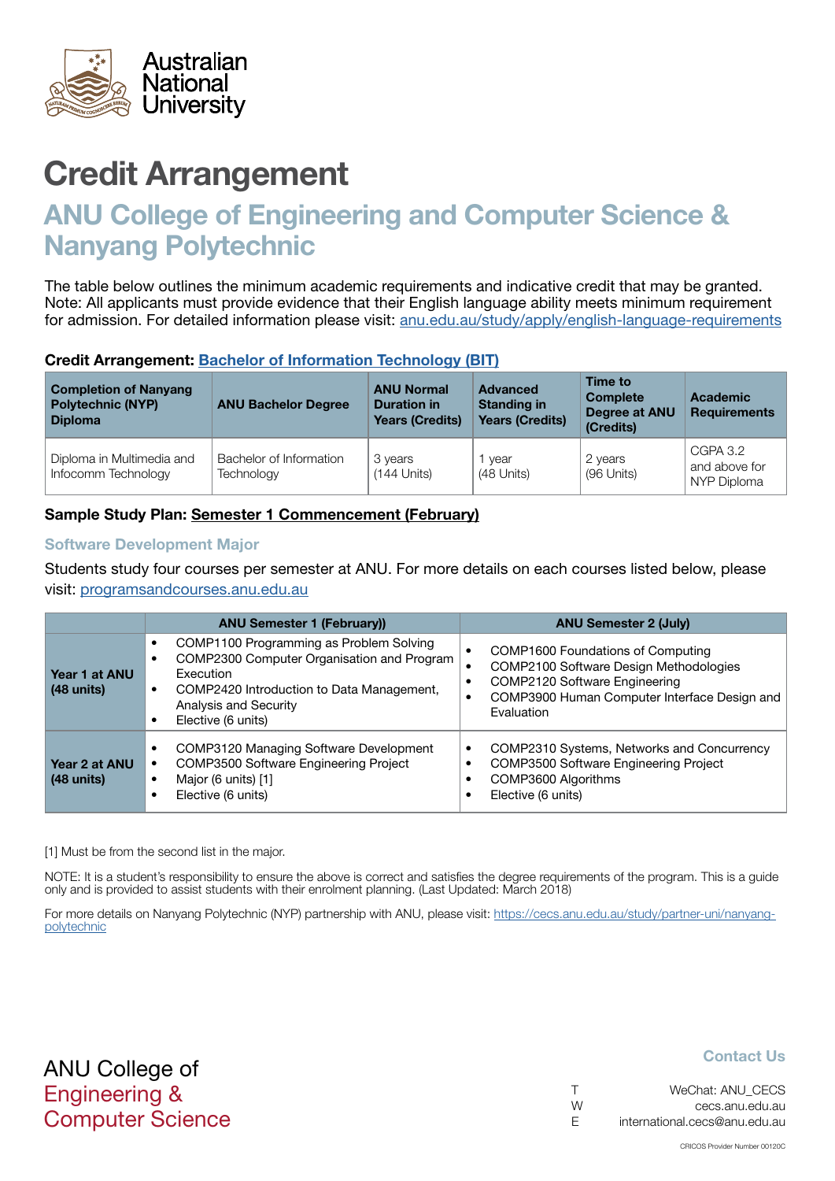Australian National University

# Credit Arrangement

## ANU College of Engineering and Computer Science & Nanyang Polytechnic

The table below outlines the minimum academic requirements and indicative credit that may be granted. Note: All applicants must provide evidence that their English language ability meets minimum requirement for admission. For detailed information please visit: [anu.edu.au/study/apply/english-language-requirements](anu.edu.au/study/apply/english-language-requirements)

**Credit Arrangement: [Bachelor of Information Technology (BIT)]()**

| Completion of Nanyang Polytechnic (NYP) Diploma | ANU Bachelor Degree | ANU Normal Duration in Years (Credits) | Advanced Standing in Years (Credits) | Time to Complete Degree at ANU (Credits) | Academic Requirements |
|---|---|---|---|---|---|
| Diploma in Multimedia and Infocomm Technology | Bachelor of Information Technology | 3 years (144 Units) | 1 year (48 Units) | 2 years (96 Units) | CGPA 3.2 and above for NYP Diploma |

**Sample Study Plan: Semester 1 Commencement (February)**

### Software Development Major

Students study four courses per semester at ANU. For more details on each courses listed below, please visit: [programsandcourses.anu.edu.au](programsandcourses.anu.edu.au)

| | ANU Semester 1 (February)) | ANU Semester 2 (July) |
|---|---|---|
| **Year 1 at ANU (48 units)** | • COMP1100 Programming as Problem Solving<br>• COMP2300 Computer Organisation and Program Execution<br>• COMP2420 Introduction to Data Management, Analysis and Security<br>• Elective (6 units) | • COMP1600 Foundations of Computing<br>• COMP2100 Software Design Methodologies<br>• COMP2120 Software Engineering<br>• COMP3900 Human Computer Interface Design and Evaluation |
| **Year 2 at ANU (48 units)** | • COMP3120 Managing Software Development<br>• COMP3500 Software Engineering Project<br>• Major (6 units) [1]<br>• Elective (6 units) | • COMP2310 Systems, Networks and Concurrency<br>• COMP3500 Software Engineering Project<br>• COMP3600 Algorithms<br>• Elective (6 units) |

[1] Must be from the second list in the major.

NOTE: It is a student's responsibility to ensure the above is correct and satisfies the degree requirements of the program. This is a guide only and is provided to assist students with their enrolment planning. (Last Updated: March 2018)

For more details on Nanyang Polytechnic (NYP) partnership with ANU, please visit: [https://cecs.anu.edu.au/study/partner-uni/nanyang-polytechnic](https://cecs.anu.edu.au/study/partner-uni/nanyang-polytechnic)

ANU College of Engineering & Computer Science

**Contact Us**

T WeChat: ANU_CECS
W cecs.anu.edu.au
E international.cecs@anu.edu.au

CRICOS Provider Number 00120C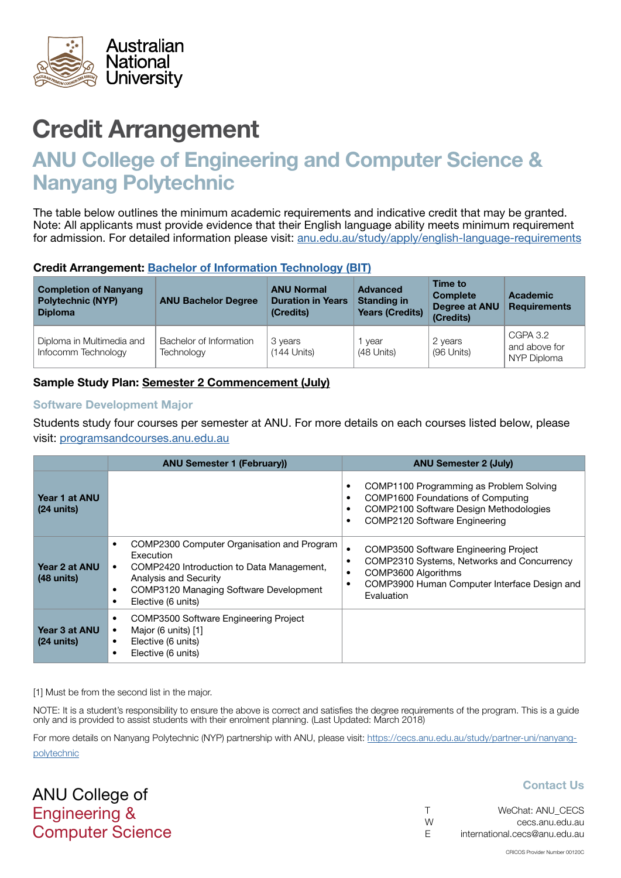Australian National University

# Credit Arrangement

## ANU College of Engineering and Computer Science & Nanyang Polytechnic

The table below outlines the minimum academic requirements and indicative credit that may be granted. Note: All applicants must provide evidence that their English language ability meets minimum requirement for admission. For detailed information please visit: anu.edu.au/study/apply/english-language-requirements

**Credit Arrangement: Bachelor of Information Technology (BIT)**

| Completion of Nanyang Polytechnic (NYP) Diploma | ANU Bachelor Degree | ANU Normal Duration in Years (Credits) | Advanced Standing in Years (Credits) | Time to Complete Degree at ANU (Credits) | Academic Requirements |
|---|---|---|---|---|---|
| Diploma in Multimedia and Infocomm Technology | Bachelor of Information Technology | 3 years (144 Units) | 1 year (48 Units) | 2 years (96 Units) | CGPA 3.2 and above for NYP Diploma |

**Sample Study Plan: Semester 2 Commencement (July)**

### Software Development Major

Students study four courses per semester at ANU. For more details on each courses listed below, please visit: programsandcourses.anu.edu.au

| | ANU Semester 1 (February)) | ANU Semester 2 (July) |
|---|---|---|
| **Year 1 at ANU (24 units)** | | • COMP1100 Programming as Problem Solving<br>• COMP1600 Foundations of Computing<br>• COMP2100 Software Design Methodologies<br>• COMP2120 Software Engineering |
| **Year 2 at ANU (48 units)** | • COMP2300 Computer Organisation and Program Execution<br>• COMP2420 Introduction to Data Management, Analysis and Security<br>• COMP3120 Managing Software Development<br>• Elective (6 units) | • COMP3500 Software Engineering Project<br>• COMP2310 Systems, Networks and Concurrency<br>• COMP3600 Algorithms<br>• COMP3900 Human Computer Interface Design and Evaluation |
| **Year 3 at ANU (24 units)** | • COMP3500 Software Engineering Project<br>• Major (6 units) [1]<br>• Elective (6 units)<br>• Elective (6 units) | |

[1] Must be from the second list in the major.

NOTE: It is a student's responsibility to ensure the above is correct and satisfies the degree requirements of the program. This is a guide only and is provided to assist students with their enrolment planning. (Last Updated: March 2018)

For more details on Nanyang Polytechnic (NYP) partnership with ANU, please visit: https://cecs.anu.edu.au/study/partner-uni/nanyang-polytechnic

ANU College of Engineering & Computer Science

**Contact Us**

T WeChat: ANU_CECS
W cecs.anu.edu.au
E international.cecs@anu.edu.au

CRICOS Provider Number 00120C